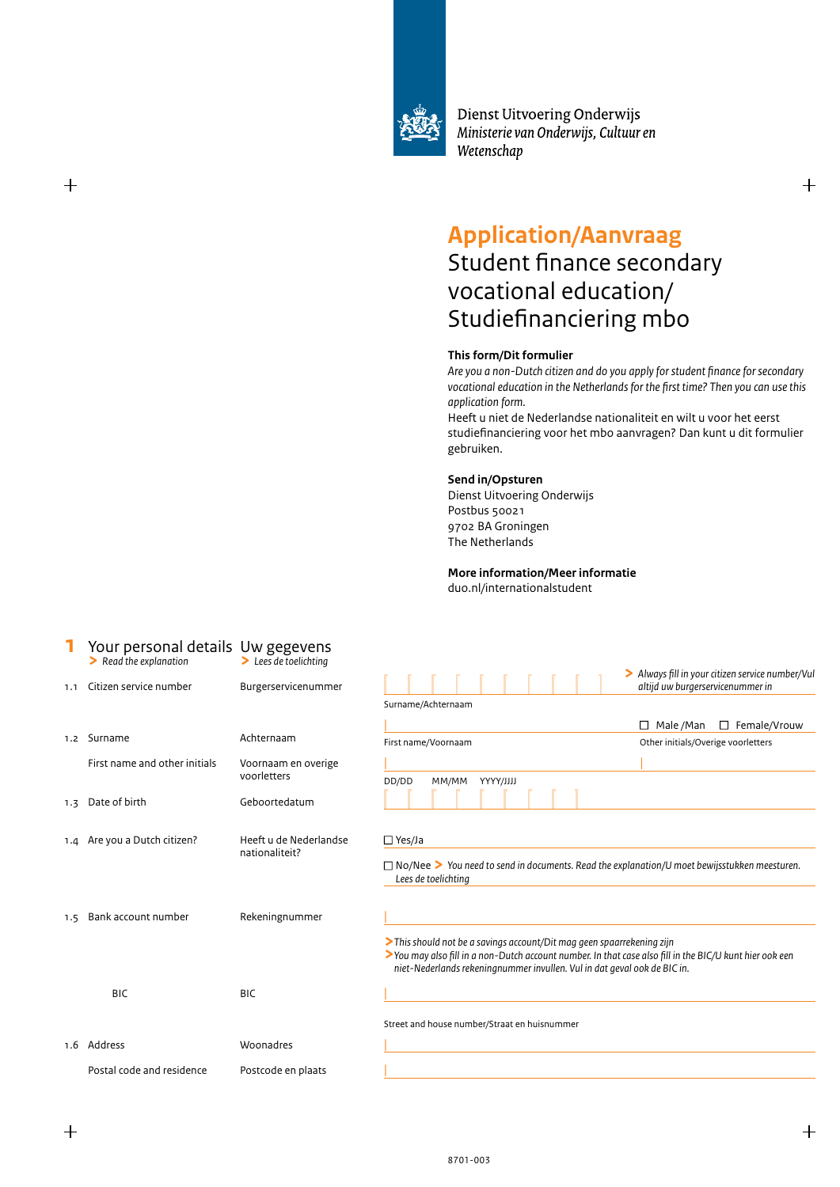Dienst Uitvoering Onderwijs
*Ministerie van Onderwijs, Cultuur en Wetenschap*

# Application/Aanvraag

## Student finance secondary vocational education/ Studiefinanciering mbo

**This form/Dit formulier**

*Are you a non-Dutch citizen and do you apply for student finance for secondary vocational education in the Netherlands for the first time? Then you can use this application form.*

Heeft u niet de Nederlandse nationaliteit en wilt u voor het eerst studiefinanciering voor het mbo aanvragen? Dan kunt u dit formulier gebruiken.

**Send in/Opsturen**

Dienst Uitvoering Onderwijs
Postbus 50021
9702 BA Groningen
The Netherlands

**More information/Meer informatie**

duo.nl/internationalstudent

## 1 Your personal details / Uw gegevens

> *Read the explanation*
> *Lees de toelichting*

**1.1 Citizen service number** / Burgerservicenummer

> *Always fill in your citizen service number/Vul altijd uw burgerservicenummer in*

**1.2 Surname** / Achternaam

Surname/Achternaam

☐ Male /Man ☐ Female/Vrouw

**First name and other initials** / Voornaam en overige voorletters

First name/Voornaam

Other initials/Overige voorletters

**1.3 Date of birth** / Geboortedatum

DD/DD MM/MM YYYY/JJJJ

**1.4 Are you a Dutch citizen?** / Heeft u de Nederlandse nationaliteit?

☐ Yes/Ja

☐ No/Nee > *You need to send in documents. Read the explanation/U moet bewijsstukken meesturen. Lees de toelichting*

**1.5 Bank account number** / Rekeningnummer

> *This should not be a savings account/Dit mag geen spaarrekening zijn*
> *You may also fill in a non-Dutch account number. In that case also fill in the BIC/U kunt hier ook een niet-Nederlands rekeningnummer invullen. Vul in dat geval ook de BIC in.*

**BIC** / BIC

**1.6 Address** / Woonadres

Street and house number/Straat en huisnummer

**Postal code and residence** / Postcode en plaats

8701-003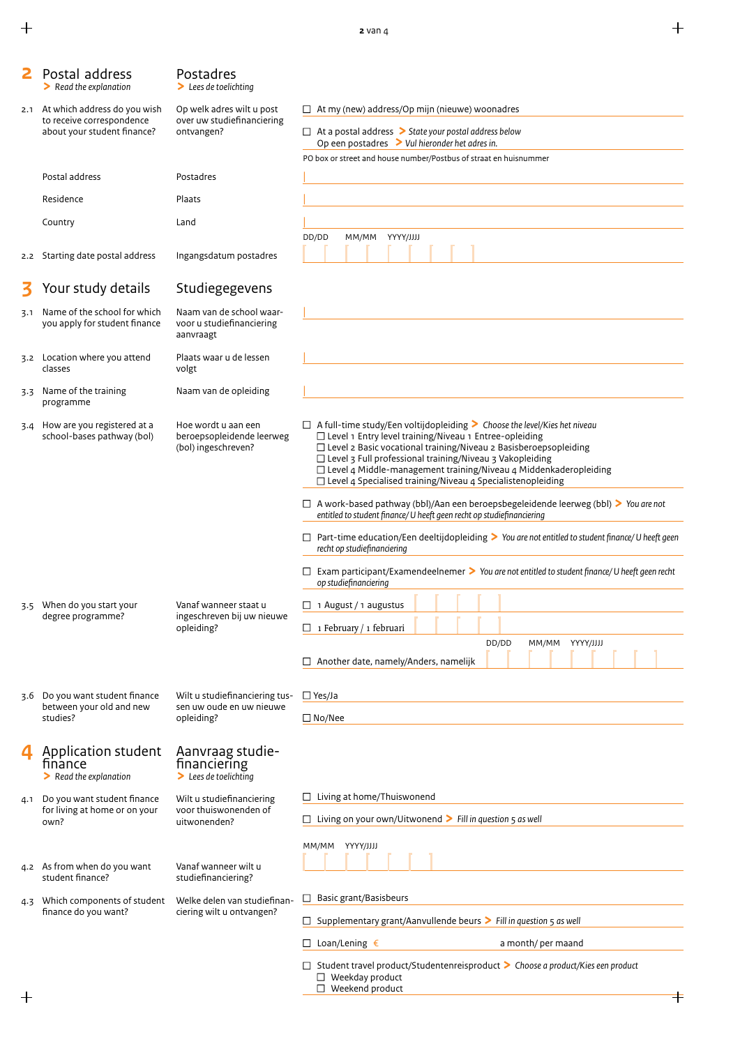## 2 Postal address / Postadres

> Read the explanation / > Lees de toelichting

**2.1** At which address do you wish to receive correspondence about your student finance? / Op welk adres wilt u post over uw studiefinanciering ontvangen?

- ☐ At my (new) address/Op mijn (nieuwe) woonadres
- ☐ At a postal address > *State your postal address below*
  Op een postadres > *Vul hieronder het adres in.*

PO box or street and house number/Postbus of straat en huisnummer

Postal address / Postadres: ______

Residence / Plaats: ______

Country / Land: ______

**2.2** Starting date postal address / Ingangsdatum postadres: DD/DD MM/MM YYYY/JJJJ

## 3 Your study details / Studiegegevens

**3.1** Name of the school for which you apply for student finance / Naam van de school waarvoor u studiefinanciering aanvraagt: ______

**3.2** Location where you attend classes / Plaats waar u de lessen volgt: ______

**3.3** Name of the training programme / Naam van de opleiding: ______

**3.4** How are you registered at a school-bases pathway (bol) / Hoe wordt u aan een beroepsopleidende leerweg (bol) ingeschreven?

- ☐ A full-time study/Een voltijdopleiding > *Choose the level/Kies het niveau*
  - ☐ Level 1 Entry level training/Niveau 1 Entree-opleiding
  - ☐ Level 2 Basic vocational training/Niveau 2 Basisberoepsopleiding
  - ☐ Level 3 Full professional training/Niveau 3 Vakopleiding
  - ☐ Level 4 Middle-management training/Niveau 4 Middenkaderopleiding
  - ☐ Level 4 Specialised training/Niveau 4 Specialistenopleiding
- ☐ A work-based pathway (bbl)/Aan een beroepsbegeleidende leerweg (bbl) > *You are not entitled to student finance/ U heeft geen recht op studiefinanciering*
- ☐ Part-time education/Een deeltijdopleiding > *You are not entitled to student finance/ U heeft geen recht op studiefinanciering*
- ☐ Exam participant/Examendeelnemer > *You are not entitled to student finance/ U heeft geen recht op studiefinanciering*

**3.5** When do you start your degree programme? / Vanaf wanneer staat u ingeschreven bij uw nieuwe opleiding?

- ☐ 1 August / 1 augustus ______
- ☐ 1 February / 1 februari ______
- ☐ Another date, namely/Anders, namelijk DD/DD MM/MM YYYY/JJJJ

**3.6** Do you want student finance between your old and new studies? / Wilt u studiefinanciering tussen uw oude en uw nieuwe opleiding?

- ☐ Yes/Ja
- ☐ No/Nee

## 4 Application student finance / Aanvraag studiefinanciering

> Read the explanation / > Lees de toelichting

**4.1** Do you want student finance for living at home or on your own? / Wilt u studiefinanciering voor thuiswonenden of uitwonenden?

- ☐ Living at home/Thuiswonend
- ☐ Living on your own/Uitwonend > *Fill in question 5 as well*

**4.2** As from when do you want student finance? / Vanaf wanneer wilt u studiefinanciering? MM/MM YYYY/JJJJ

**4.3** Which components of student finance do you want? / Welke delen van studiefinanciering wilt u ontvangen?

- ☐ Basic grant/Basisbeurs
- ☐ Supplementary grant/Aanvullende beurs > *Fill in question 5 as well*
- ☐ Loan/Lening € ______ a month/ per maand
- ☐ Student travel product/Studentenreisproduct > *Choose a product/Kies een product*
  - ☐ Weekday product
  - ☐ Weekend product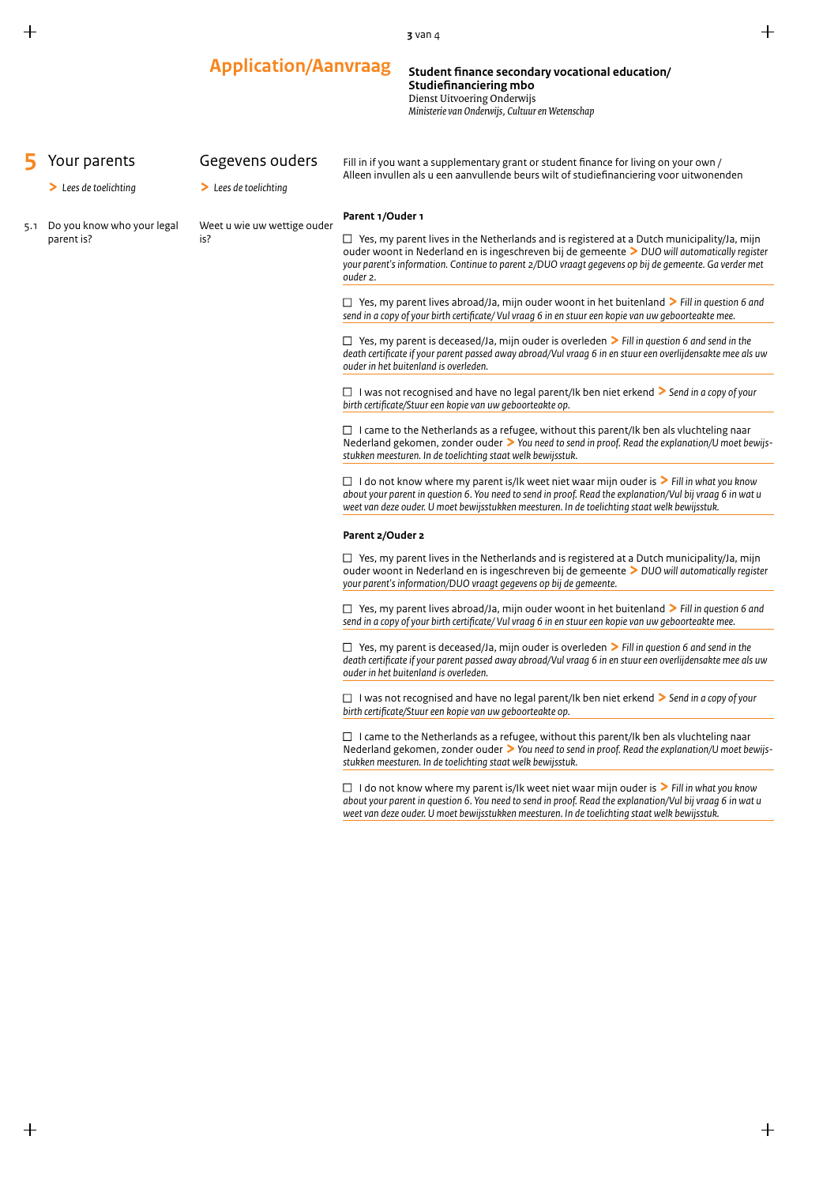# Application/Aanvraag

**Student finance secondary vocational education/ Studiefinanciering mbo**
Dienst Uitvoering Onderwijs
*Ministerie van Onderwijs, Cultuur en Wetenschap*

## 5 Your parents / Gegevens ouders

> *Lees de toelichting*

Fill in if you want a supplementary grant or student finance for living on your own / Alleen invullen als u een aanvullende beurs wilt of studiefinanciering voor uitwonenden

**5.1 Do you know who your legal parent is? / Weet u wie uw wettige ouder is?**

**Parent 1/Ouder 1**

- ☐ Yes, my parent lives in the Netherlands and is registered at a Dutch municipality/Ja, mijn ouder woont in Nederland en is ingeschreven bij de gemeente > *DUO will automatically register your parent's information. Continue to parent 2/DUO vraagt gegevens op bij de gemeente. Ga verder met ouder 2.*
- ☐ Yes, my parent lives abroad/Ja, mijn ouder woont in het buitenland > *Fill in question 6 and send in a copy of your birth certificate/ Vul vraag 6 in en stuur een kopie van uw geboorteakte mee.*
- ☐ Yes, my parent is deceased/Ja, mijn ouder is overleden > *Fill in question 6 and send in the death certificate if your parent passed away abroad/Vul vraag 6 in en stuur een overlijdensakte mee als uw ouder in het buitenland is overleden.*
- ☐ I was not recognised and have no legal parent/Ik ben niet erkend > *Send in a copy of your birth certificate/Stuur een kopie van uw geboorteakte op.*
- ☐ I came to the Netherlands as a refugee, without this parent/Ik ben als vluchteling naar Nederland gekomen, zonder ouder > *You need to send in proof. Read the explanation/U moet bewijs-stukken meesturen. In de toelichting staat welk bewijsstuk.*
- ☐ I do not know where my parent is/Ik weet niet waar mijn ouder is > *Fill in what you know about your parent in question 6. You need to send in proof. Read the explanation/Vul bij vraag 6 in wat u weet van deze ouder. U moet bewijsstukken meesturen. In de toelichting staat welk bewijsstuk.*

**Parent 2/Ouder 2**

- ☐ Yes, my parent lives in the Netherlands and is registered at a Dutch municipality/Ja, mijn ouder woont in Nederland en is ingeschreven bij de gemeente > *DUO will automatically register your parent's information/DUO vraagt gegevens op bij de gemeente.*
- ☐ Yes, my parent lives abroad/Ja, mijn ouder woont in het buitenland > *Fill in question 6 and send in a copy of your birth certificate/ Vul vraag 6 in en stuur een kopie van uw geboorteakte mee.*
- ☐ Yes, my parent is deceased/Ja, mijn ouder is overleden > *Fill in question 6 and send in the death certificate if your parent passed away abroad/Vul vraag 6 in en stuur een overlijdensakte mee als uw ouder in het buitenland is overleden.*
- ☐ I was not recognised and have no legal parent/Ik ben niet erkend > *Send in a copy of your birth certificate/Stuur een kopie van uw geboorteakte op.*
- ☐ I came to the Netherlands as a refugee, without this parent/Ik ben als vluchteling naar Nederland gekomen, zonder ouder > *You need to send in proof. Read the explanation/U moet bewijs-stukken meesturen. In de toelichting staat welk bewijsstuk.*
- ☐ I do not know where my parent is/Ik weet niet waar mijn ouder is > *Fill in what you know about your parent in question 6. You need to send in proof. Read the explanation/Vul bij vraag 6 in wat u weet van deze ouder. U moet bewijsstukken meesturen. In de toelichting staat welk bewijsstuk.*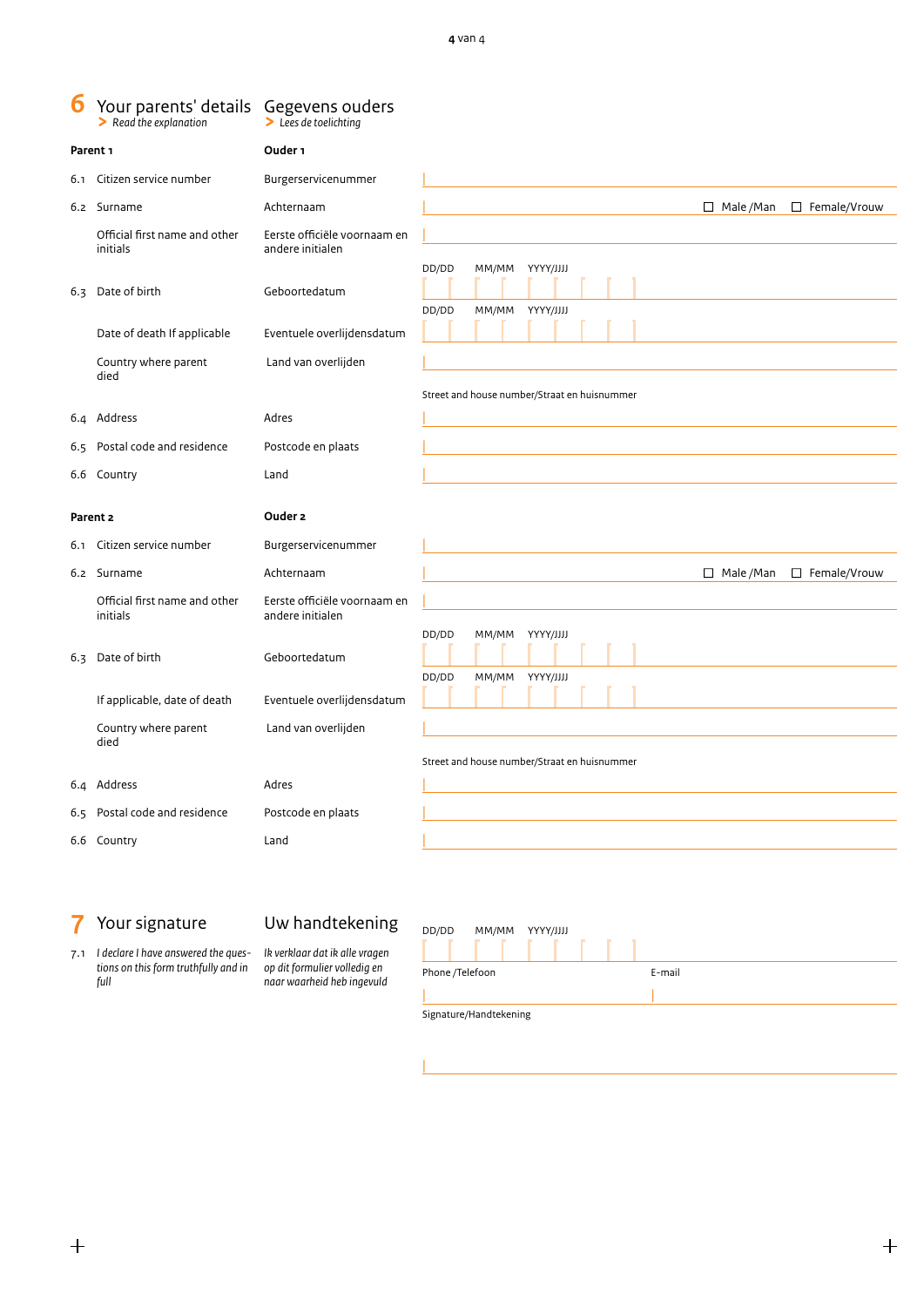## 6 Your parents' details — Gegevens ouders

> Read the explanation — *Lees de toelichting*

**Parent 1** — **Ouder 1**

| | English | Nederlands | |
|---|---|---|---|
| 6.1 | Citizen service number | Burgerservicenummer | |
| 6.2 | Surname | Achternaam | ☐ Male /Man ☐ Female/Vrouw |
| | Official first name and other initials | Eerste officiële voornaam en andere initialen | |
| 6.3 | Date of birth | Geboortedatum | DD/DD MM/MM YYYY/JJJJ |
| | Date of death If applicable | Eventuele overlijdensdatum | DD/DD MM/MM YYYY/JJJJ |
| | Country where parent died | Land van overlijden | |
| 6.4 | Address | Adres | Street and house number/Straat en huisnummer |
| 6.5 | Postal code and residence | Postcode en plaats | |
| 6.6 | Country | Land | |

**Parent 2** — **Ouder 2**

| | English | Nederlands | |
|---|---|---|---|
| 6.1 | Citizen service number | Burgerservicenummer | |
| 6.2 | Surname | Achternaam | ☐ Male /Man ☐ Female/Vrouw |
| | Official first name and other initials | Eerste officiële voornaam en andere initialen | |
| 6.3 | Date of birth | Geboortedatum | DD/DD MM/MM YYYY/JJJJ |
| | If applicable, date of death | Eventuele overlijdensdatum | DD/DD MM/MM YYYY/JJJJ |
| | Country where parent died | Land van overlijden | |
| 6.4 | Address | Adres | Street and house number/Straat en huisnummer |
| 6.5 | Postal code and residence | Postcode en plaats | |
| 6.6 | Country | Land | |

## 7 Your signature — Uw handtekening

7.1 *I declare I have answered the questions on this form truthfully and in full* — *Ik verklaar dat ik alle vragen op dit formulier volledig en naar waarheid heb ingevuld*

DD/DD MM/MM YYYY/JJJJ

Phone /Telefoon — E-mail

Signature/Handtekening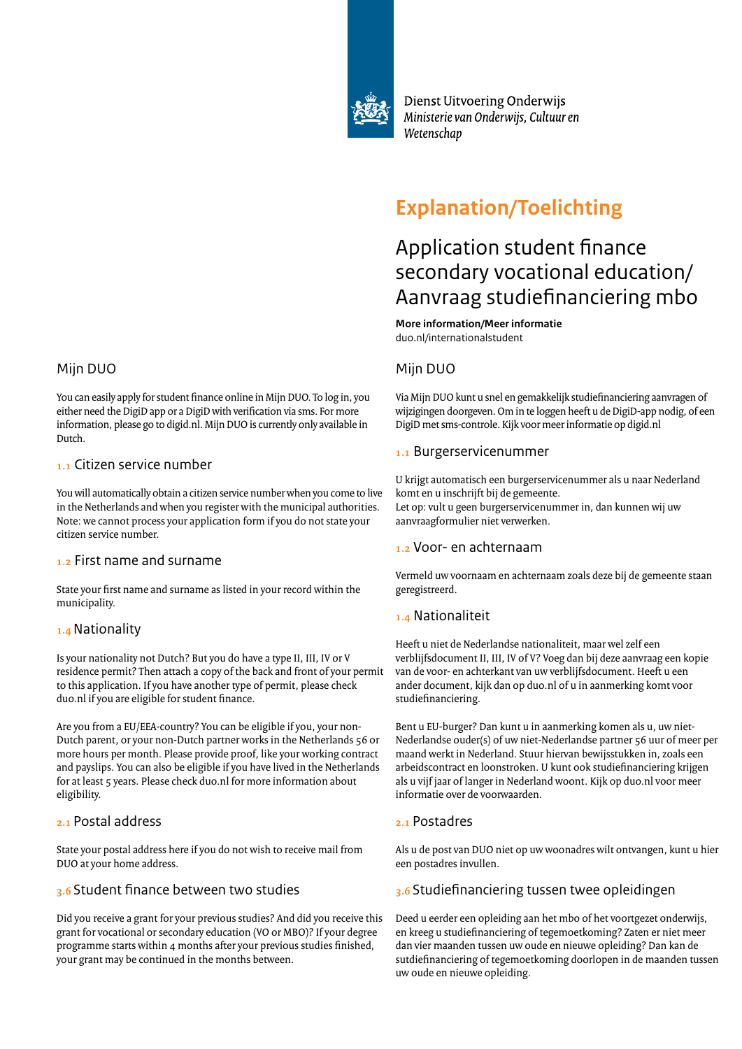Dienst Uitvoering Onderwijs
*Ministerie van Onderwijs, Cultuur en Wetenschap*

# Explanation/Toelichting

## Application student finance secondary vocational education/ Aanvraag studiefinanciering mbo

**More information/Meer informatie**
duo.nl/internationalstudent

## Mijn DUO

You can easily apply for student finance online in Mijn DUO. To log in, you either need the DigiD app or a DigiD with verification via sms. For more information, please go to digid.nl. Mijn DUO is currently only available in Dutch.

### 1.1 Citizen service number

You will automatically obtain a citizen service number when you come to live in the Netherlands and when you register with the municipal authorities. Note: we cannot process your application form if you do not state your citizen service number.

### 1.2 First name and surname

State your first name and surname as listed in your record within the municipality.

### 1.4 Nationality

Is your nationality not Dutch? But you do have a type II, III, IV or V residence permit? Then attach a copy of the back and front of your permit to this application. If you have another type of permit, please check duo.nl if you are eligible for student finance.

Are you from a EU/EEA-country? You can be eligible if you, your non-Dutch parent, or your non-Dutch partner works in the Netherlands 56 or more hours per month. Please provide proof, like your working contract and payslips. You can also be eligible if you have lived in the Netherlands for at least 5 years. Please check duo.nl for more information about eligibility.

### 2.1 Postal address

State your postal address here if you do not wish to receive mail from DUO at your home address.

### 3.6 Student finance between two studies

Did you receive a grant for your previous studies? And did you receive this grant for vocational or secondary education (VO or MBO)? If your degree programme starts within 4 months after your previous studies finished, your grant may be continued in the months between.

## Mijn DUO

Via Mijn DUO kunt u snel en gemakkelijk studiefinanciering aanvragen of wijzigingen doorgeven. Om in te loggen heeft u de DigiD-app nodig, of een DigiD met sms-controle. Kijk voor meer informatie op digid.nl

### 1.1 Burgerservicenummer

U krijgt automatisch een burgerservicenummer als u naar Nederland komt en u inschrijft bij de gemeente.
Let op: vult u geen burgerservicenummer in, dan kunnen wij uw aanvraagformulier niet verwerken.

### 1.2 Voor- en achternaam

Vermeld uw voornaam en achternaam zoals deze bij de gemeente staan geregistreerd.

### 1.4 Nationaliteit

Heeft u niet de Nederlandse nationaliteit, maar wel zelf een verblijfsdocument II, III, IV of V? Voeg dan bij deze aanvraag een kopie van de voor- en achterkant van uw verblijfsdocument. Heeft u een ander document, kijk dan op duo.nl of u in aanmerking komt voor studiefinanciering.

Bent u EU-burger? Dan kunt u in aanmerking komen als u, uw niet-Nederlandse ouder(s) of uw niet-Nederlandse partner 56 uur of meer per maand werkt in Nederland. Stuur hiervan bewijsstukken in, zoals een arbeidscontract en loonstroken. U kunt ook studiefinanciering krijgen als u vijf jaar of langer in Nederland woont. Kijk op duo.nl voor meer informatie over de voorwaarden.

### 2.1 Postadres

Als u de post van DUO niet op uw woonadres wilt ontvangen, kunt u hier een postadres invullen.

### 3.6 Studiefinanciering tussen twee opleidingen

Deed u eerder een opleiding aan het mbo of het voortgezet onderwijs, en kreeg u studiefinanciering of tegemoetkoming? Zaten er niet meer dan vier maanden tussen uw oude en nieuwe opleiding? Dan kan de sutdiefinanciering of tegemoetkoming doorlopen in de maanden tussen uw oude en nieuwe opleiding.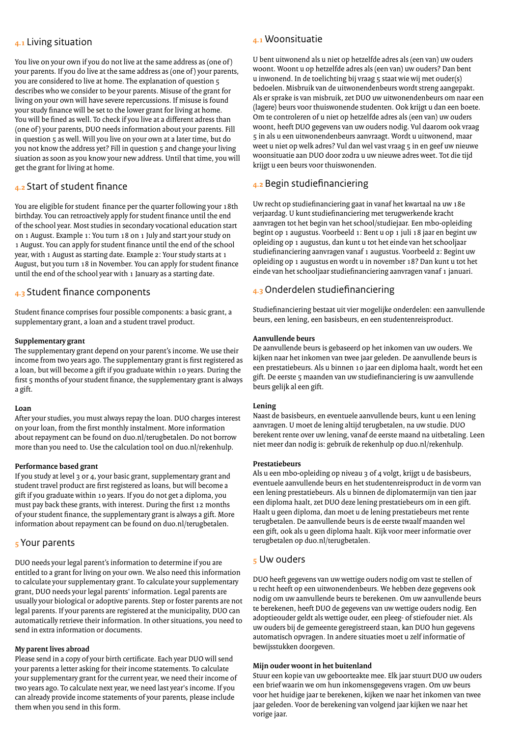## 4.1 Living situation

You live on your own if you do not live at the same address as (one of) your parents. If you do live at the same address as (one of) your parents, you are considered to live at home. The explanation of question 5 describes who we consider to be your parents. Misuse of the grant for living on your own will have severe repercussions. If misuse is found your study finance will be set to the lower grant for living at home. You will be fined as well. To check if you live at a different adress than (one of) your parents, DUO needs information about your parents. Fill in question 5 as well. Will you live on your own at a later time, but do you not know the address yet? Fill in question 5 and change your living siuation as soon as you know your new address. Until that time, you will get the grant for living at home.

## 4.2 Start of student finance

You are eligible for student finance per the quarter following your 18th birthday. You can retroactively apply for student finance until the end of the school year. Most studies in secondary vocational education start on 1 August. Example 1: You turn 18 on 1 July and start your study on 1 August. You can apply for student finance until the end of the school year, with 1 August as starting date. Example 2: Your study starts at 1 August, but you turn 18 in November. You can apply for student finance until the end of the school year with 1 January as a starting date.

## 4.3 Student finance components

Student finance comprises four possible components: a basic grant, a supplementary grant, a loan and a student travel product.

**Supplementary grant**
The supplementary grant depend on your parent's income. We use their income from two years ago. The supplementary grant is first registered as a loan, but will become a gift if you graduate within 10 years. During the first 5 months of your student finance, the supplementary grant is always a gift.

**Loan**
After your studies, you must always repay the loan. DUO charges interest on your loan, from the first monthly instalment. More information about repayment can be found on duo.nl/terugbetalen. Do not borrow more than you need to. Use the calculation tool on duo.nl/rekenhulp.

**Performance based grant**
If you study at level 3 or 4, your basic grant, supplementary grant and student travel product are first registered as loans, but will become a gift if you graduate within 10 years. If you do not get a diploma, you must pay back these grants, with interest. During the first 12 months of your student finance, the supplementary grant is always a gift. More information about repayment can be found on duo.nl/terugbetalen.

## 5 Your parents

DUO needs your legal parent's information to determine if you are entitled to a grant for living on your own. We also need this information to calculate your supplementary grant. To calculate your supplementary grant, DUO needs your legal parents' information. Legal parents are usually your biological or adoptive parents. Step or foster parents are not legal parents. If your parents are registered at the municipality, DUO can automatically retrieve their information. In other situations, you need to send in extra information or documents.

**My parent lives abroad**
Please send in a copy of your birth certificate. Each year DUO will send your parents a letter asking for their income statements. To calculate your supplementary grant for the current year, we need their income of two years ago. To calculate next year, we need last year's income. If you can already provide income statements of your parents, please include them when you send in this form.

## 4.1 Woonsituatie

U bent uitwonend als u niet op hetzelfde adres als (een van) uw ouders woont. Woont u op hetzelfde adres als (een van) uw ouders? Dan bent u inwonend. In de toelichting bij vraag 5 staat wie wij met ouder(s) bedoelen. Misbruik van de uitwonendenbeurs wordt streng aangepakt. Als er sprake is van misbruik, zet DUO uw uitwonendenbeurs om naar een (lagere) beurs voor thuiswonende studenten. Ook krijgt u dan een boete. Om te controleren of u niet op hetzelfde adres als (een van) uw ouders woont, heeft DUO gegevens van uw ouders nodig. Vul daarom ook vraag 5 in als u een uitwonendenbeurs aanvraagt. Wordt u uitwonend, maar weet u niet op welk adres? Vul dan wel vast vraag 5 in en geef uw nieuwe woonsituatie aan DUO door zodra u uw nieuwe adres weet. Tot die tijd krijgt u een beurs voor thuiswonenden.

## 4.2 Begin studiefinanciering

Uw recht op studiefinanciering gaat in vanaf het kwartaal na uw 18e verjaardag. U kunt studiefinanciering met terugwerkende kracht aanvragen tot het begin van het school/studiejaar. Een mbo-opleiding begint op 1 augustus. Voorbeeld 1: Bent u op 1 juli 18 jaar en begint uw opleiding op 1 augustus, dan kunt u tot het einde van het schooljaar studiefinanciering aanvragen vanaf 1 augustus. Voorbeeld 2: Begint uw opleiding op 1 augustus en wordt u in november 18? Dan kunt u tot het einde van het schooljaar studiefinanciering aanvragen vanaf 1 januari.

## 4.3 Onderdelen studiefinanciering

Studiefinanciering bestaat uit vier mogelijke onderdelen: een aanvullende beurs, een lening, een basisbeurs, en een studentenreisproduct.

**Aanvullende beurs**
De aanvullende beurs is gebaseerd op het inkomen van uw ouders. We kijken naar het inkomen van twee jaar geleden. De aanvullende beurs is een prestatiebeurs. Als u binnen 10 jaar een diploma haalt, wordt het een gift. De eerste 5 maanden van uw studiefinanciering is uw aanvullende beurs gelijk al een gift.

**Lening**
Naast de basisbeurs, en eventuele aanvullende beurs, kunt u een lening aanvragen. U moet de lening altijd terugbetalen, na uw studie. DUO berekent rente over uw lening, vanaf de eerste maand na uitbetaling. Leen niet meer dan nodig is: gebruik de rekenhulp op duo.nl/rekenhulp.

**Prestatiebeurs**
Als u een mbo-opleiding op niveau 3 of 4 volgt, krijgt u de basisbeurs, eventuele aanvullende beurs en het studentenreisproduct in de vorm van een lening prestatiebeurs. Als u binnen de diplomatermijn van tien jaar een diploma haalt, zet DUO deze lening prestatiebeurs om in een gift. Haalt u geen diploma, dan moet u de lening prestatiebeurs met rente terugbetalen. De aanvullende beurs is de eerste twaalf maanden wel een gift, ook als u geen diploma haalt. Kijk voor meer informatie over terugbetalen op duo.nl/terugbetalen.

## 5 Uw ouders

DUO heeft gegevens van uw wettige ouders nodig om vast te stellen of u recht heeft op een uitwonendenbeurs. We hebben deze gegevens ook nodig om uw aanvullende beurs te berekenen. Om uw aanvullende beurs te berekenen, heeft DUO de gegevens van uw wettige ouders nodig. Een adoptieouder geldt als wettige ouder, een pleeg- of stiefouder niet. Als uw ouders bij de gemeente geregistreerd staan, kan DUO hun gegevens automatisch opvragen. In andere situaties moet u zelf informatie of bewijsstukken doorgeven.

**Mijn ouder woont in het buitenland**
Stuur een kopie van uw geboorteakte mee. Elk jaar stuurt DUO uw ouders een brief waarin we om hun inkomensgegevens vragen. Om uw beurs voor het huidige jaar te berekenen, kijken we naar het inkomen van twee jaar geleden. Voor de berekening van volgend jaar kijken we naar het vorige jaar.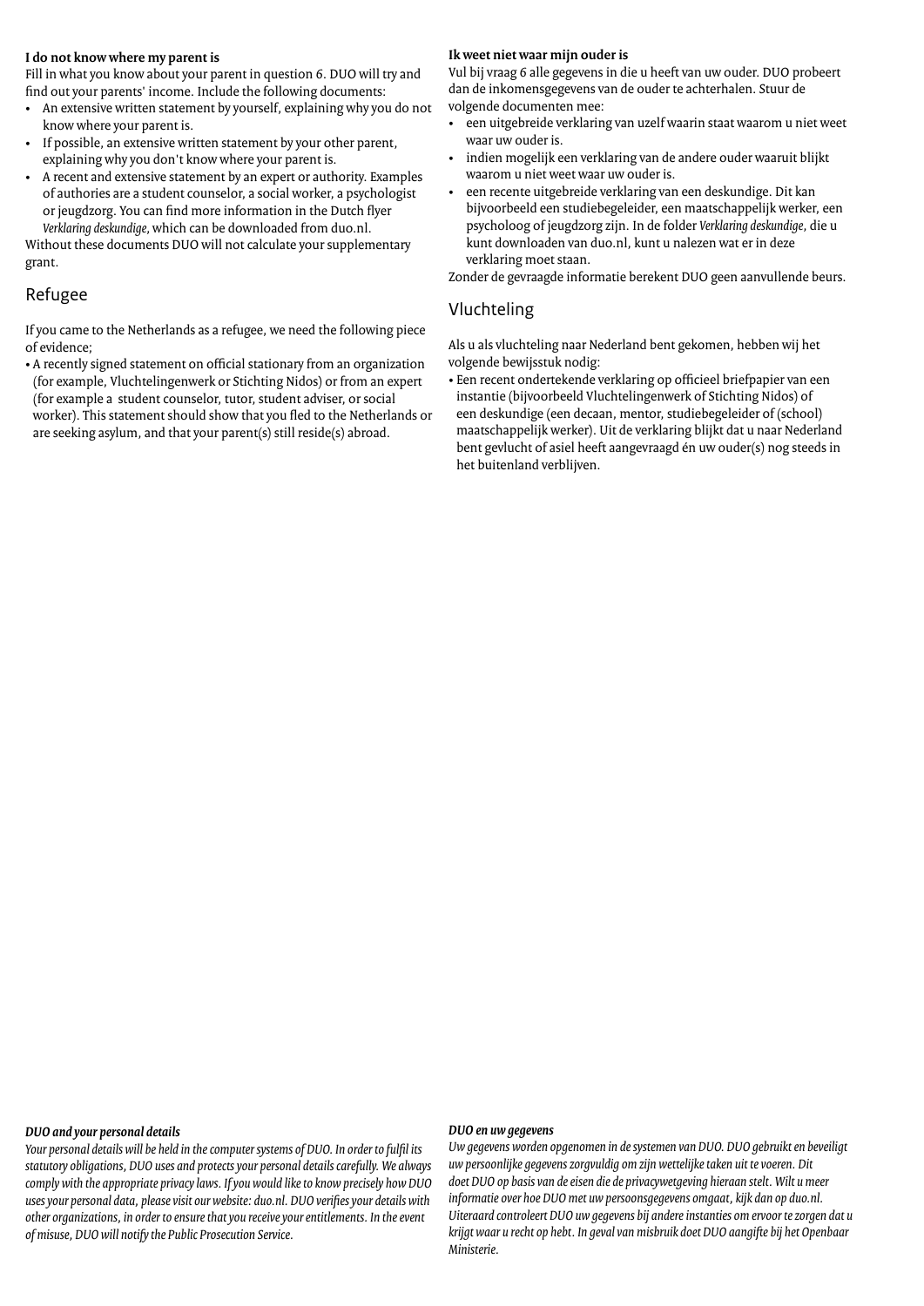**I do not know where my parent is**

Fill in what you know about your parent in question 6. DUO will try and find out your parents' income. Include the following documents:

- An extensive written statement by yourself, explaining why you do not know where your parent is.
- If possible, an extensive written statement by your other parent, explaining why you don't know where your parent is.
- A recent and extensive statement by an expert or authority. Examples of authories are a student counselor, a social worker, a psychologist or jeugdzorg. You can find more information in the Dutch flyer *Verklaring deskundige*, which can be downloaded from duo.nl.

Without these documents DUO will not calculate your supplementary grant.

## Refugee

If you came to the Netherlands as a refugee, we need the following piece of evidence;

- A recently signed statement on official stationary from an organization (for example, Vluchtelingenwerk or Stichting Nidos) or from an expert (for example a student counselor, tutor, student adviser, or social worker). This statement should show that you fled to the Netherlands or are seeking asylum, and that your parent(s) still reside(s) abroad.

**Ik weet niet waar mijn ouder is**

Vul bij vraag 6 alle gegevens in die u heeft van uw ouder. DUO probeert dan de inkomensgegevens van de ouder te achterhalen. Stuur de volgende documenten mee:

- een uitgebreide verklaring van uzelf waarin staat waarom u niet weet waar uw ouder is.
- indien mogelijk een verklaring van de andere ouder waaruit blijkt waarom u niet weet waar uw ouder is.
- een recente uitgebreide verklaring van een deskundige. Dit kan bijvoorbeeld een studiebegeleider, een maatschappelijk werker, een psycholoog of jeugdzorg zijn. In de folder *Verklaring deskundige*, die u kunt downloaden van duo.nl, kunt u nalezen wat er in deze verklaring moet staan.

Zonder de gevraagde informatie berekent DUO geen aanvullende beurs.

## Vluchteling

Als u als vluchteling naar Nederland bent gekomen, hebben wij het volgende bewijsstuk nodig:

- Een recent ondertekende verklaring op officieel briefpapier van een instantie (bijvoorbeeld Vluchtelingenwerk of Stichting Nidos) of een deskundige (een decaan, mentor, studiebegeleider of (school) maatschappelijk werker). Uit de verklaring blijkt dat u naar Nederland bent gevlucht of asiel heeft aangevraagd én uw ouder(s) nog steeds in het buitenland verblijven.

***DUO and your personal details***

*Your personal details will be held in the computer systems of DUO. In order to fulfil its statutory obligations, DUO uses and protects your personal details carefully. We always comply with the appropriate privacy laws. If you would like to know precisely how DUO uses your personal data, please visit our website: duo.nl. DUO verifies your details with other organizations, in order to ensure that you receive your entitlements. In the event of misuse, DUO will notify the Public Prosecution Service.*

***DUO en uw gegevens***

*Uw gegevens worden opgenomen in de systemen van DUO. DUO gebruikt en beveiligt uw persoonlijke gegevens zorgvuldig om zijn wettelijke taken uit te voeren. Dit doet DUO op basis van de eisen die de privacywetgeving hieraan stelt. Wilt u meer informatie over hoe DUO met uw persoonsgegevens omgaat, kijk dan op duo.nl. Uiteraard controleert DUO uw gegevens bij andere instanties om ervoor te zorgen dat u krijgt waar u recht op hebt. In geval van misbruik doet DUO aangifte bij het Openbaar Ministerie.*